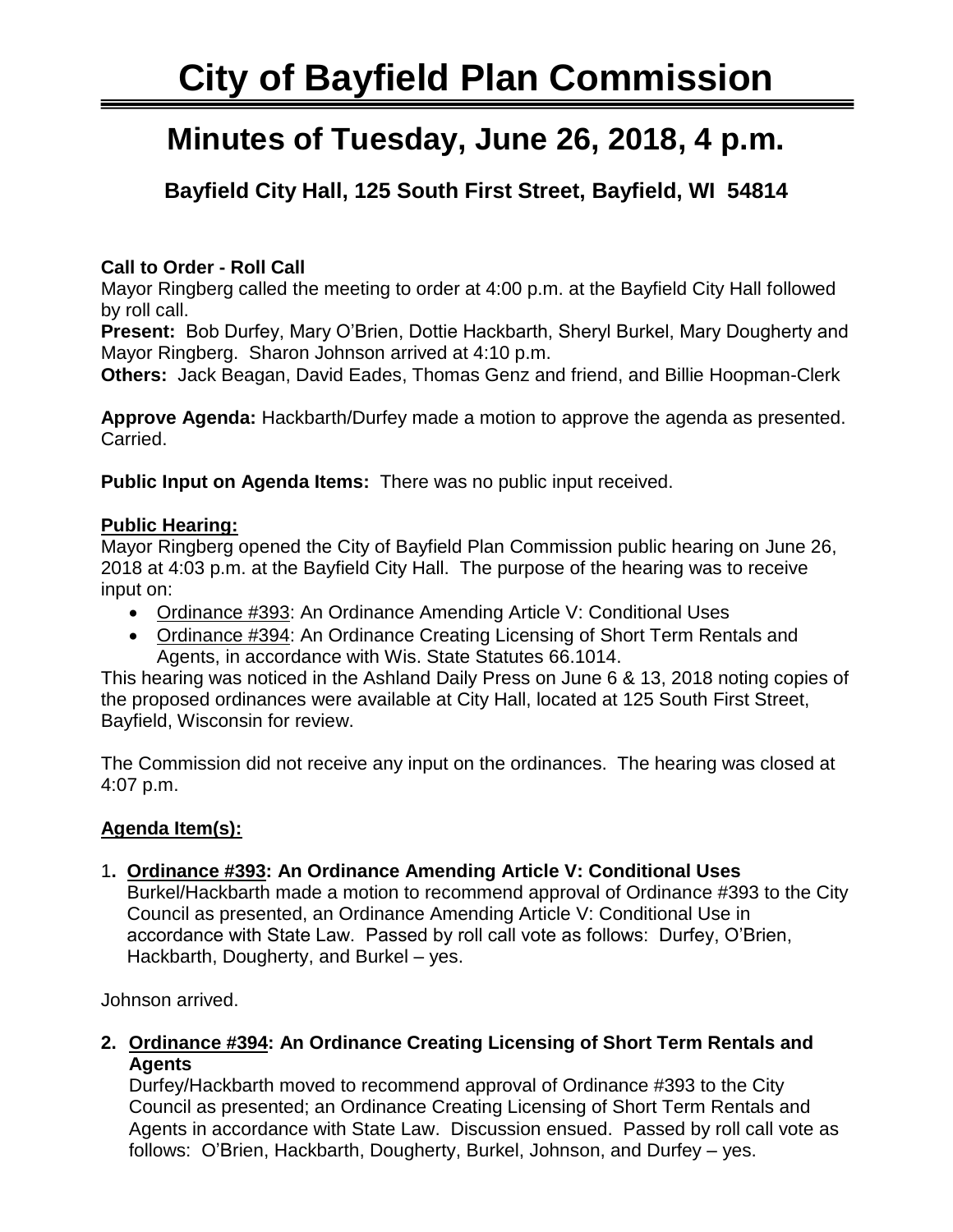# City of Bayfield Plan Commission

## Minutes of Tuesday, June 26, 2018, 4 p.m.

### Bayfield City Hall, 125 South First Street, Bayfield, WI 54814

**Call to Order - Roll Call**

Mayor Ringberg called the meeting to order at 4:00 p.m. at the Bayfield City Hall followed by roll call.

**Present:** Bob Durfey, Mary O'Brien, Dottie Hackbarth, Sheryl Burkel, Mary Dougherty and Mayor Ringberg. Sharon Johnson arrived at 4:10 p.m.

**Others:** Jack Beagan, David Eades, Thomas Genz and friend, and Billie Hoopman-Clerk

**Approve Agenda:** Hackbarth/Durfey made a motion to approve the agenda as presented. Carried.

**Public Input on Agenda Items:** There was no public input received.

**Public Hearing:**

Mayor Ringberg opened the City of Bayfield Plan Commission public hearing on June 26, 2018 at 4:03 p.m. at the Bayfield City Hall. The purpose of the hearing was to receive input on:

- Ordinance #393: An Ordinance Amending Article V: Conditional Uses
- Ordinance #394: An Ordinance Creating Licensing of Short Term Rentals and Agents, in accordance with Wis. State Statutes 66.1014.

This hearing was noticed in the Ashland Daily Press on June 6 & 13, 2018 noting copies of the proposed ordinances were available at City Hall, located at 125 South First Street, Bayfield, Wisconsin for review.

The Commission did not receive any input on the ordinances. The hearing was closed at 4:07 p.m.

**Agenda Item(s):**

1. **Ordinance #393: An Ordinance Amending Article V: Conditional Uses**
   Burkel/Hackbarth made a motion to recommend approval of Ordinance #393 to the City Council as presented, an Ordinance Amending Article V: Conditional Use in accordance with State Law. Passed by roll call vote as follows: Durfey, O'Brien, Hackbarth, Dougherty, and Burkel – yes.

Johnson arrived.

2. **Ordinance #394: An Ordinance Creating Licensing of Short Term Rentals and Agents**
   Durfey/Hackbarth moved to recommend approval of Ordinance #393 to the City Council as presented; an Ordinance Creating Licensing of Short Term Rentals and Agents in accordance with State Law. Discussion ensued. Passed by roll call vote as follows: O'Brien, Hackbarth, Dougherty, Burkel, Johnson, and Durfey – yes.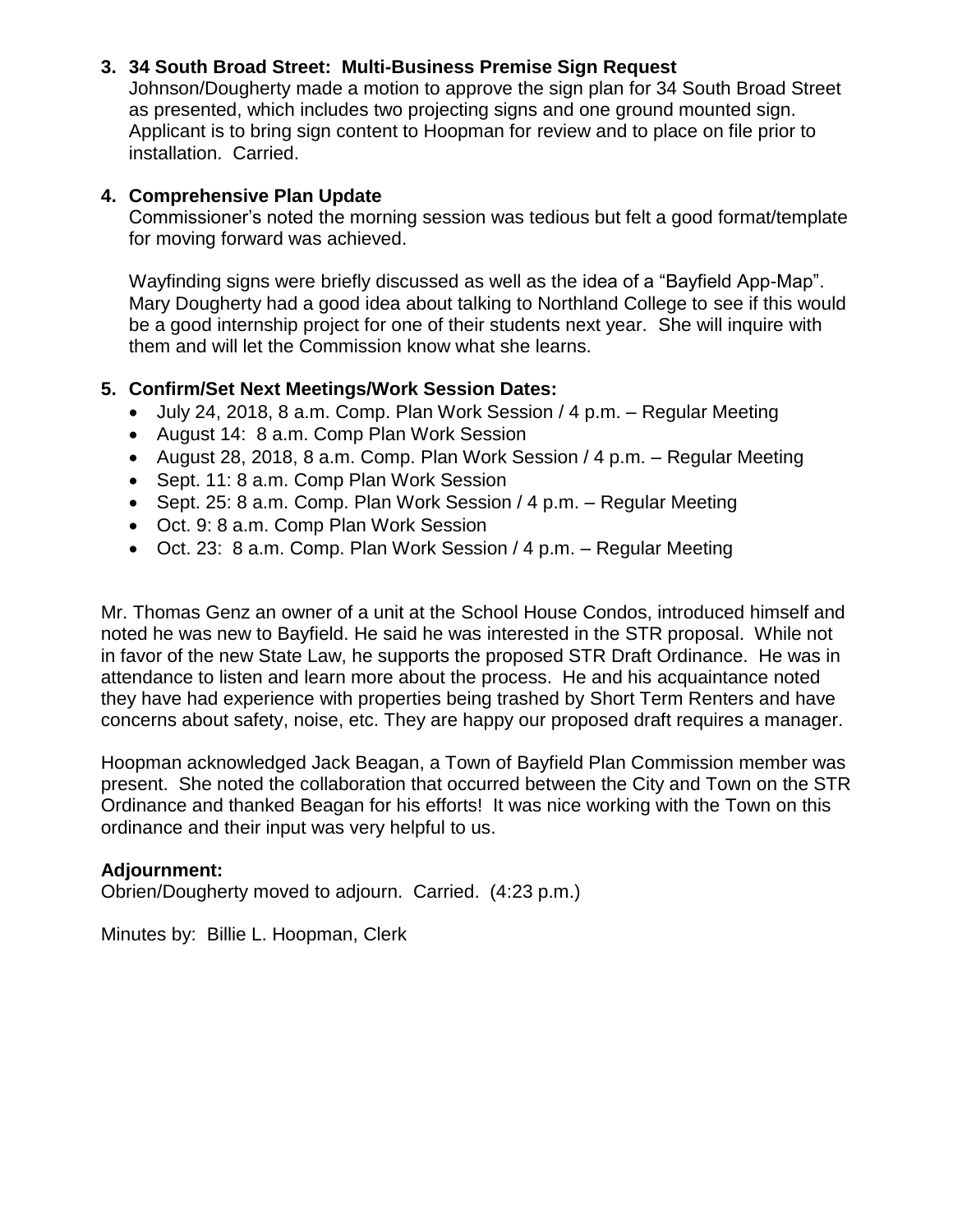**3. 34 South Broad Street: Multi-Business Premise Sign Request**

Johnson/Dougherty made a motion to approve the sign plan for 34 South Broad Street as presented, which includes two projecting signs and one ground mounted sign. Applicant is to bring sign content to Hoopman for review and to place on file prior to installation. Carried.

**4. Comprehensive Plan Update**

Commissioner's noted the morning session was tedious but felt a good format/template for moving forward was achieved.

Wayfinding signs were briefly discussed as well as the idea of a "Bayfield App-Map". Mary Dougherty had a good idea about talking to Northland College to see if this would be a good internship project for one of their students next year. She will inquire with them and will let the Commission know what she learns.

**5. Confirm/Set Next Meetings/Work Session Dates:**

- July 24, 2018, 8 a.m. Comp. Plan Work Session / 4 p.m. – Regular Meeting
- August 14: 8 a.m. Comp Plan Work Session
- August 28, 2018, 8 a.m. Comp. Plan Work Session / 4 p.m. – Regular Meeting
- Sept. 11: 8 a.m. Comp Plan Work Session
- Sept. 25: 8 a.m. Comp. Plan Work Session / 4 p.m. – Regular Meeting
- Oct. 9: 8 a.m. Comp Plan Work Session
- Oct. 23: 8 a.m. Comp. Plan Work Session / 4 p.m. – Regular Meeting

Mr. Thomas Genz an owner of a unit at the School House Condos, introduced himself and noted he was new to Bayfield. He said he was interested in the STR proposal. While not in favor of the new State Law, he supports the proposed STR Draft Ordinance. He was in attendance to listen and learn more about the process. He and his acquaintance noted they have had experience with properties being trashed by Short Term Renters and have concerns about safety, noise, etc. They are happy our proposed draft requires a manager.

Hoopman acknowledged Jack Beagan, a Town of Bayfield Plan Commission member was present. She noted the collaboration that occurred between the City and Town on the STR Ordinance and thanked Beagan for his efforts! It was nice working with the Town on this ordinance and their input was very helpful to us.

**Adjournment:**

Obrien/Dougherty moved to adjourn. Carried. (4:23 p.m.)

Minutes by: Billie L. Hoopman, Clerk